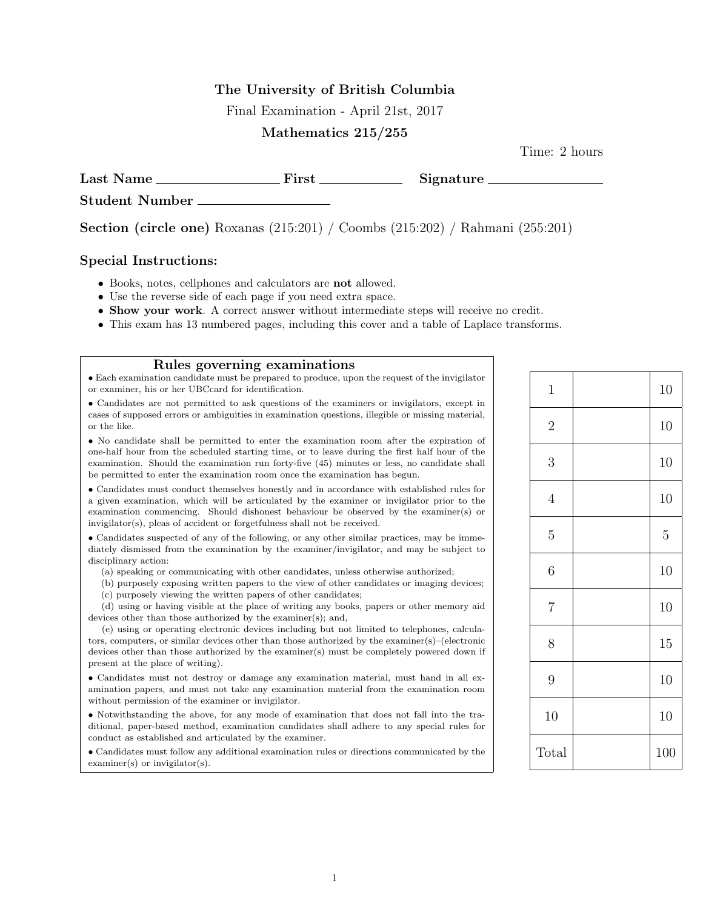**The University of British Columbia**

Final Examination - April 21st, 2017

**Mathematics 215/255**

Time: 2 hours

**Last Name** \_\_\_\_\_\_\_\_\_\_\_\_\_\_\_\_\_\_ **First** \_\_\_\_\_\_\_\_\_\_\_\_ **Signature** \_\_\_\_\_\_\_\_\_\_\_\_\_\_\_\_

**Student Number** \_\_\_\_\_\_\_\_\_\_\_\_\_\_\_\_\_\_

**Section (circle one)** Roxanas (215:201) / Coombs (215:202) / Rahmani (255:201)

## Special Instructions:

- Books, notes, cellphones and calculators are **not** allowed.
- Use the reverse side of each page if you need extra space.
- **Show your work**. A correct answer without intermediate steps will receive no credit.
- This exam has 13 numbered pages, including this cover and a table of Laplace transforms.

### Rules governing examinations

- Each examination candidate must be prepared to produce, upon the request of the invigilator or examiner, his or her UBCcard for identification.
- Candidates are not permitted to ask questions of the examiners or invigilators, except in cases of supposed errors or ambiguities in examination questions, illegible or missing material, or the like.
- No candidate shall be permitted to enter the examination room after the expiration of one-half hour from the scheduled starting time, or to leave during the first half hour of the examination. Should the examination run forty-five (45) minutes or less, no candidate shall be permitted to enter the examination room once the examination has begun.
- Candidates must conduct themselves honestly and in accordance with established rules for a given examination, which will be articulated by the examiner or invigilator prior to the examination commencing. Should dishonest behaviour be observed by the examiner(s) or invigilator(s), pleas of accident or forgetfulness shall not be received.
- Candidates suspected of any of the following, or any other similar practices, may be immediately dismissed from the examination by the examiner/invigilator, and may be subject to disciplinary action:
  - (a) speaking or communicating with other candidates, unless otherwise authorized;
  - (b) purposely exposing written papers to the view of other candidates or imaging devices;
  - (c) purposely viewing the written papers of other candidates;
  - (d) using or having visible at the place of writing any books, papers or other memory aid devices other than those authorized by the examiner(s); and,
  - (e) using or operating electronic devices including but not limited to telephones, calculators, computers, or similar devices other than those authorized by the examiner(s)–(electronic devices other than those authorized by the examiner(s) must be completely powered down if present at the place of writing).
- Candidates must not destroy or damage any examination material, must hand in all examination papers, and must not take any examination material from the examination room without permission of the examiner or invigilator.
- Notwithstanding the above, for any mode of examination that does not fall into the traditional, paper-based method, examination candidates shall adhere to any special rules for conduct as established and articulated by the examiner.
- Candidates must follow any additional examination rules or directions communicated by the examiner(s) or invigilator(s).

| Question | Score | Points |
|---|---|---|
| 1 | | 10 |
| 2 | | 10 |
| 3 | | 10 |
| 4 | | 10 |
| 5 | | 5 |
| 6 | | 10 |
| 7 | | 10 |
| 8 | | 15 |
| 9 | | 10 |
| 10 | | 10 |
| Total | | 100 |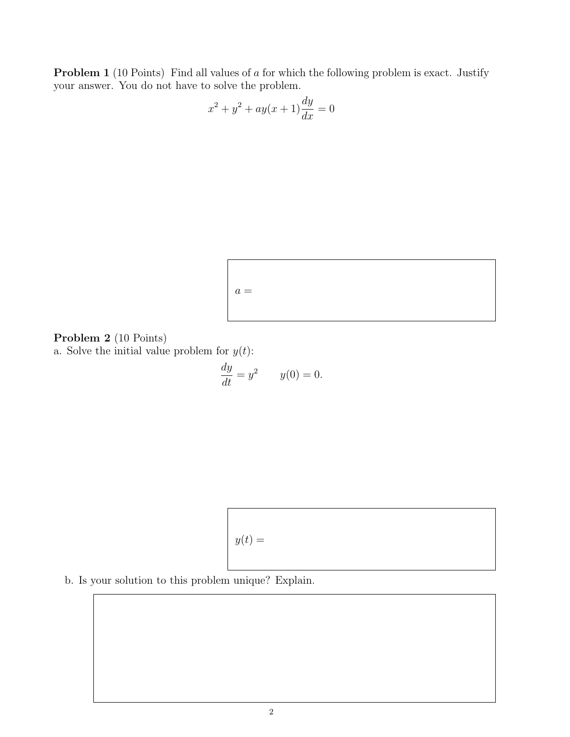**Problem 1** (10 Points) Find all values of $a$ for which the following problem is exact. Justify your answer. You do not have to solve the problem.

$$x^2 + y^2 + ay(x+1)\frac{dy}{dx} = 0$$

$a =$

**Problem 2** (10 Points)

a. Solve the initial value problem for $y(t)$:

$$\frac{dy}{dt} = y^2 \qquad y(0) = 0.$$

$y(t) =$

b. Is your solution to this problem unique? Explain.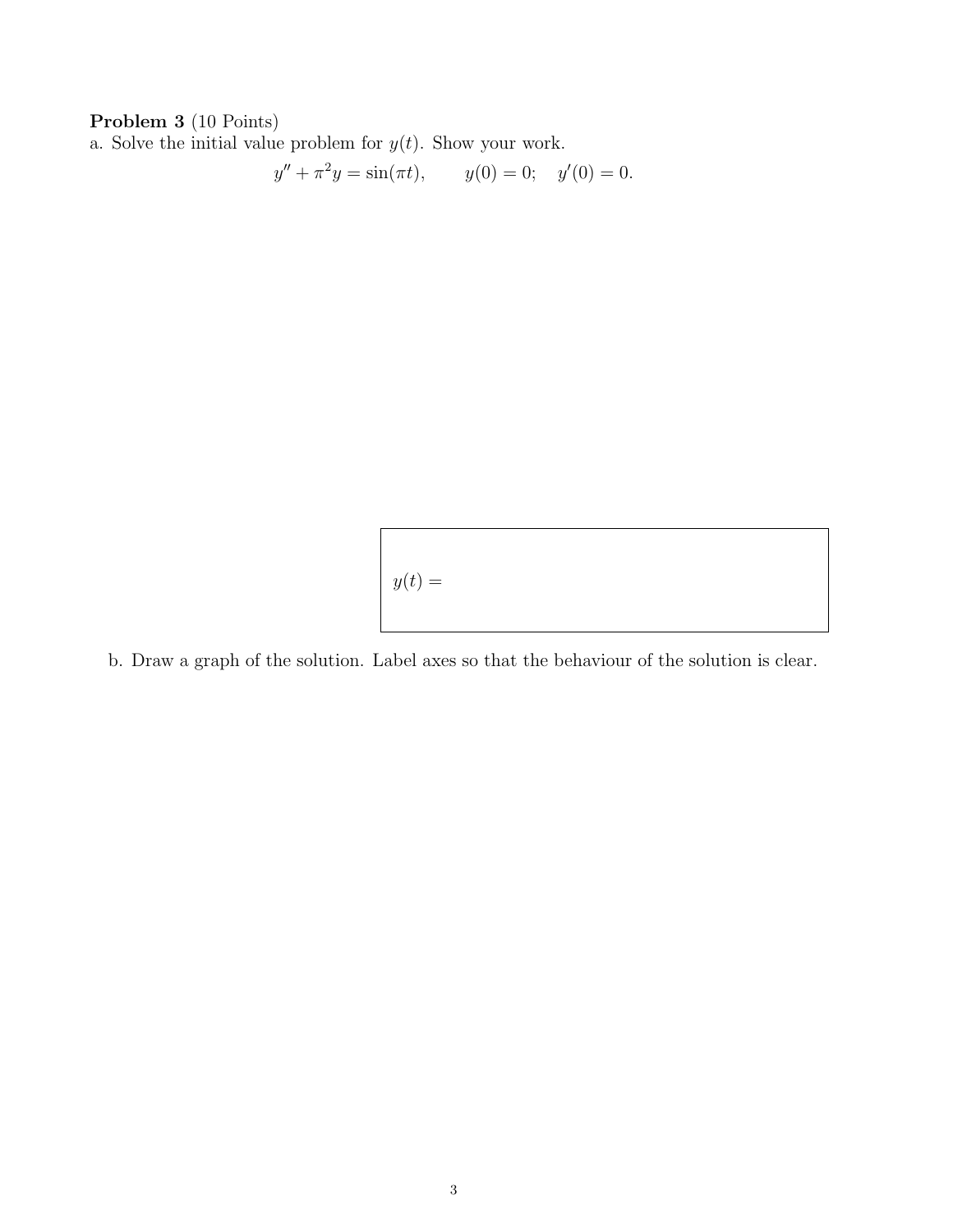**Problem 3** (10 Points)

a. Solve the initial value problem for $y(t)$. Show your work.

$$y'' + \pi^2 y = \sin(\pi t), \qquad y(0) = 0; \quad y'(0) = 0.$$

$y(t) =$

b. Draw a graph of the solution. Label axes so that the behaviour of the solution is clear.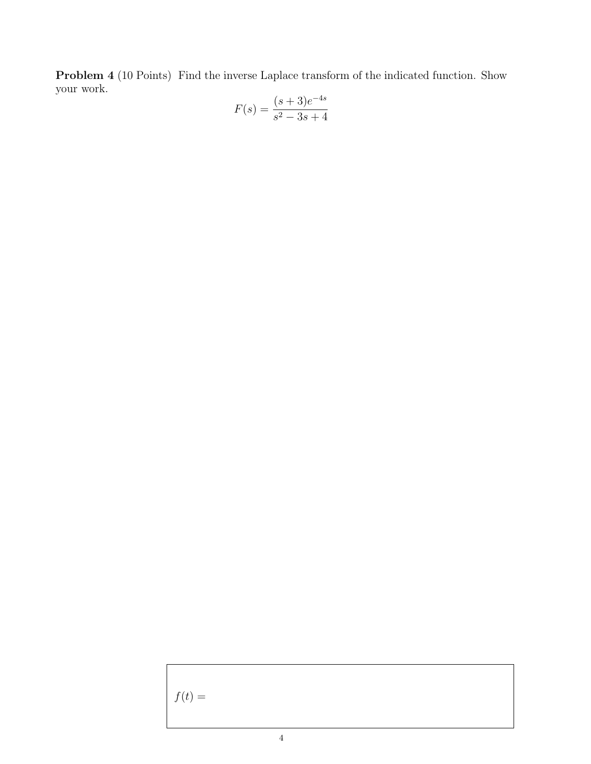**Problem 4** (10 Points) Find the inverse Laplace transform of the indicated function. Show your work.

$$F(s) = \frac{(s+3)e^{-4s}}{s^2 - 3s + 4}$$

$f(t) =$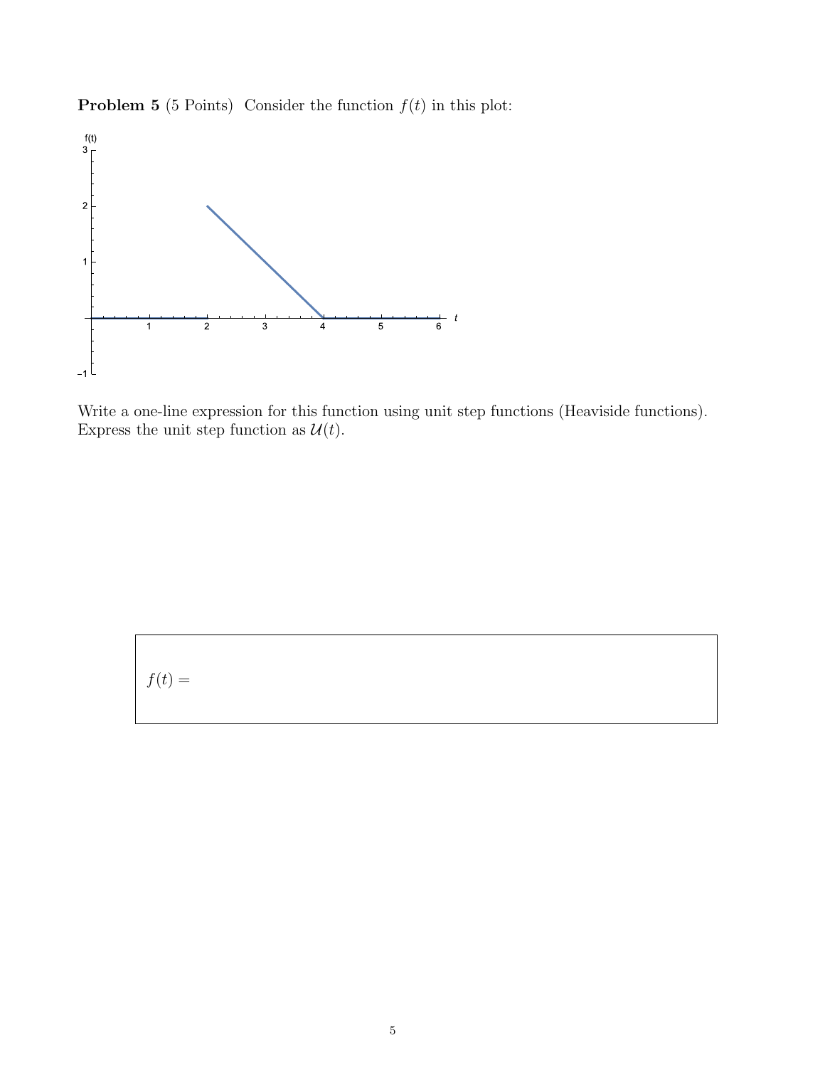**Problem 5** (5 Points) Consider the function $f(t)$ in this plot:

Write a one-line expression for this function using unit step functions (Heaviside functions). Express the unit step function as $\mathcal{U}(t)$.

$f(t) =$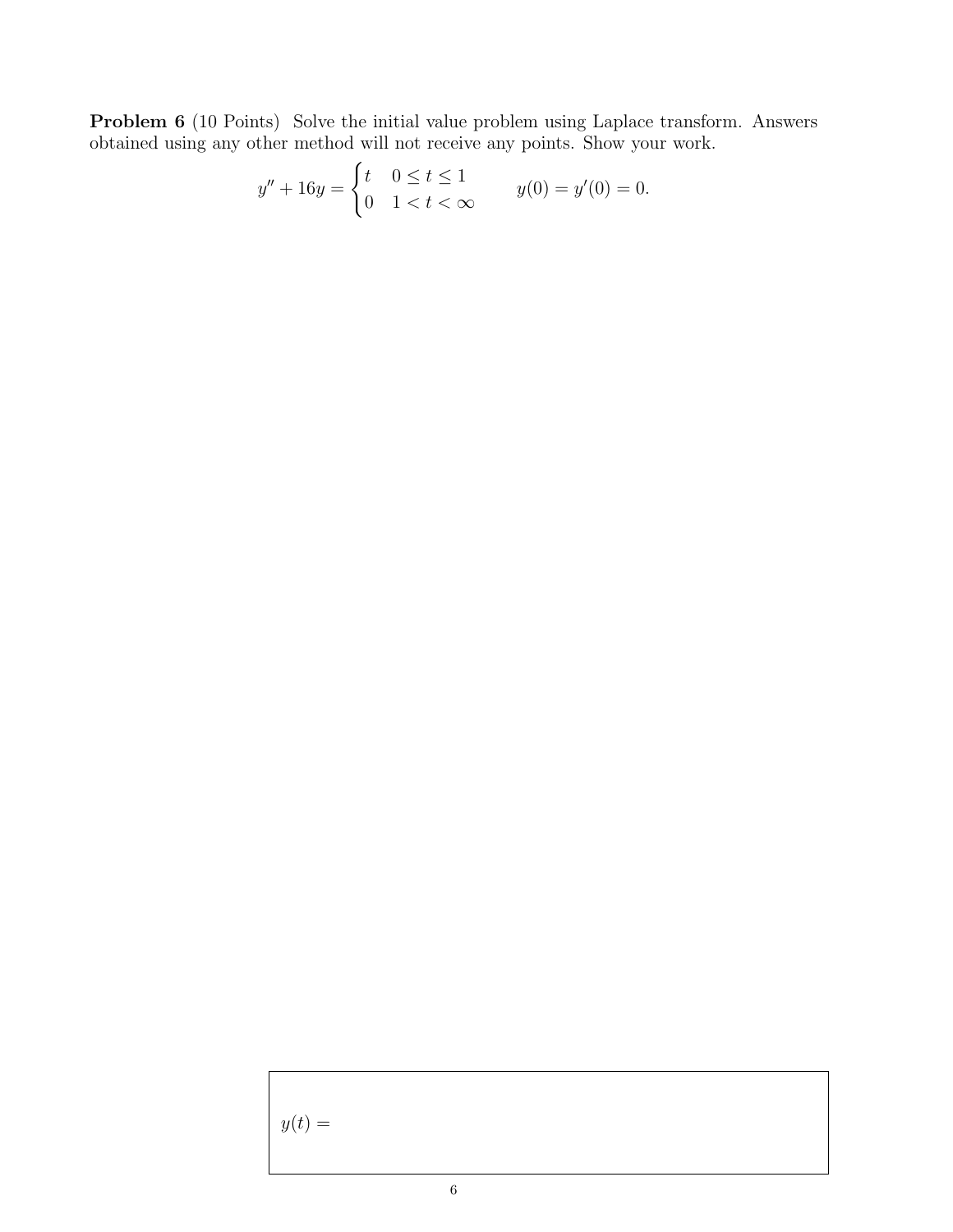**Problem 6** (10 Points) Solve the initial value problem using Laplace transform. Answers obtained using any other method will not receive any points. Show your work.

$$y'' + 16y = \begin{cases} t & 0 \leq t \leq 1 \\ 0 & 1 < t < \infty \end{cases} \qquad y(0) = y'(0) = 0.$$

$y(t) =$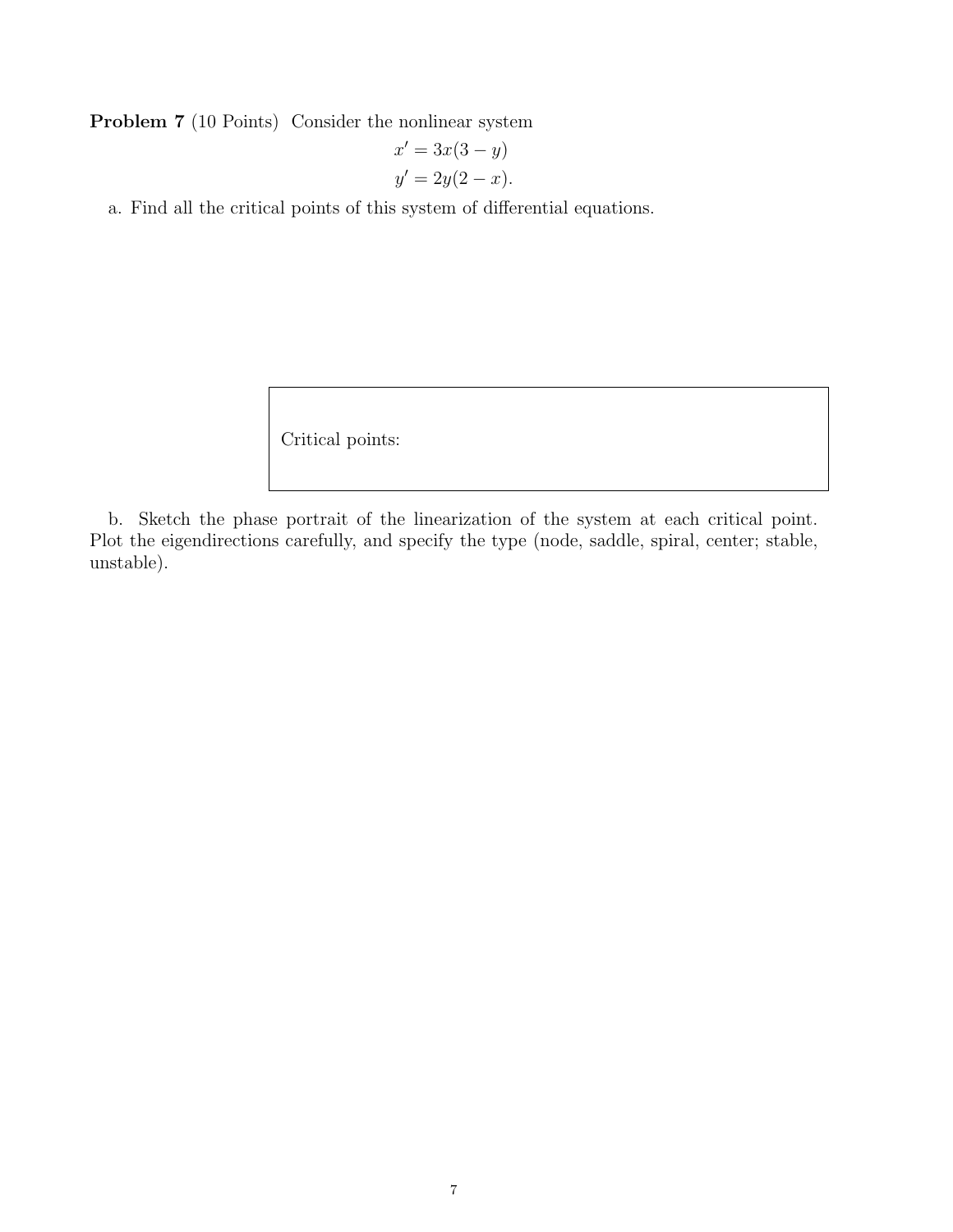**Problem 7** (10 Points) Consider the nonlinear system

$$x' = 3x(3 - y)$$
$$y' = 2y(2 - x).$$

a. Find all the critical points of this system of differential equations.

| Critical points: |
| --- |

b. Sketch the phase portrait of the linearization of the system at each critical point. Plot the eigendirections carefully, and specify the type (node, saddle, spiral, center; stable, unstable).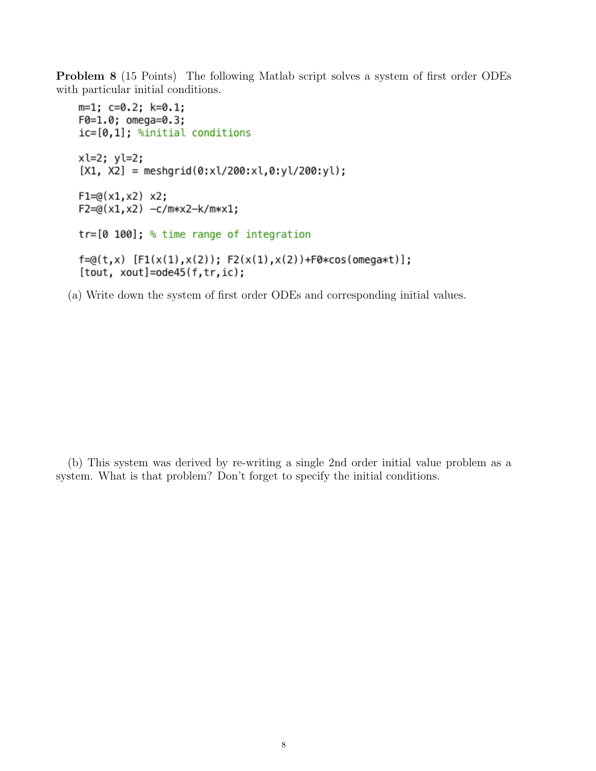**Problem 8** (15 Points) The following Matlab script solves a system of first order ODEs with particular initial conditions.

```
m=1; c=0.2; k=0.1;
F0=1.0; omega=0.3;
ic=[0,1]; %initial conditions

xl=2; yl=2;
[X1, X2] = meshgrid(0:xl/200:xl,0:yl/200:yl);

F1=@(x1,x2) x2;
F2=@(x1,x2) -c/m*x2-k/m*x1;

tr=[0 100]; % time range of integration

f=@(t,x) [F1(x(1),x(2)); F2(x(1),x(2))+F0*cos(omega*t)];
[tout, xout]=ode45(f,tr,ic);
```

(a) Write down the system of first order ODEs and corresponding initial values.

(b) This system was derived by re-writing a single 2nd order initial value problem as a system. What is that problem? Don't forget to specify the initial conditions.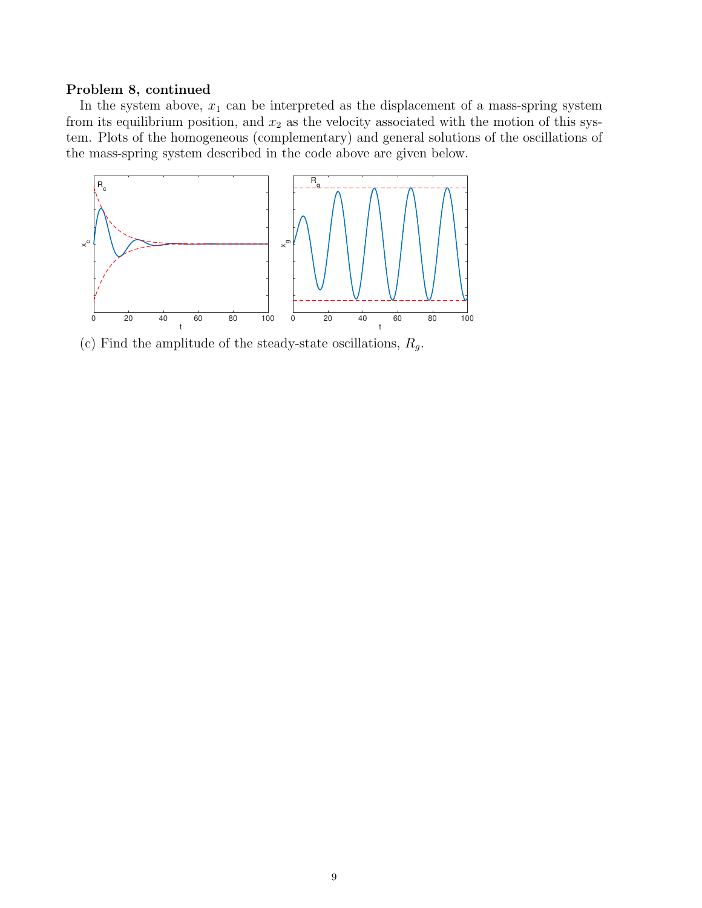**Problem 8, continued**

In the system above, $x_1$ can be interpreted as the displacement of a mass-spring system from its equilibrium position, and $x_2$ as the velocity associated with the motion of this system. Plots of the homogeneous (complementary) and general solutions of the oscillations of the mass-spring system described in the code above are given below.

(c) Find the amplitude of the steady-state oscillations, $R_g$.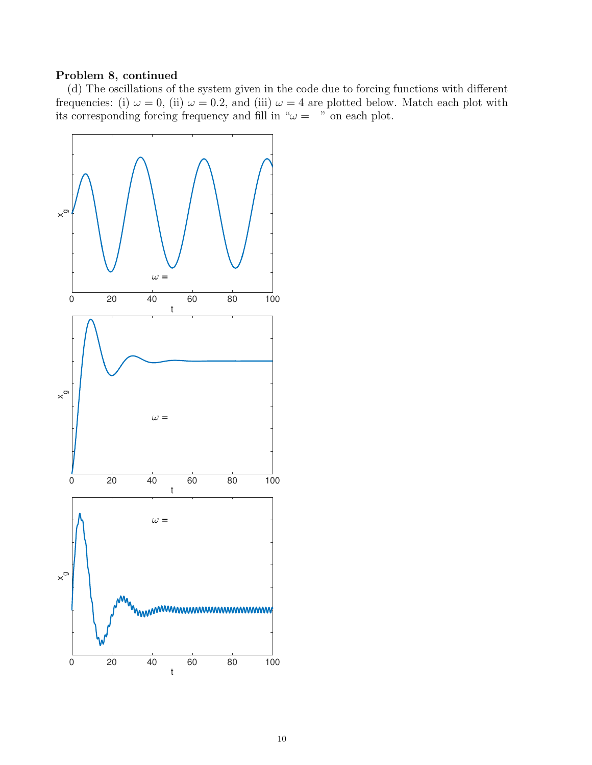**Problem 8, continued**

(d) The oscillations of the system given in the code due to forcing functions with different frequencies: (i) $\omega = 0$, (ii) $\omega = 0.2$, and (iii) $\omega = 4$ are plotted below. Match each plot with its corresponding forcing frequency and fill in "$\omega =$ " on each plot.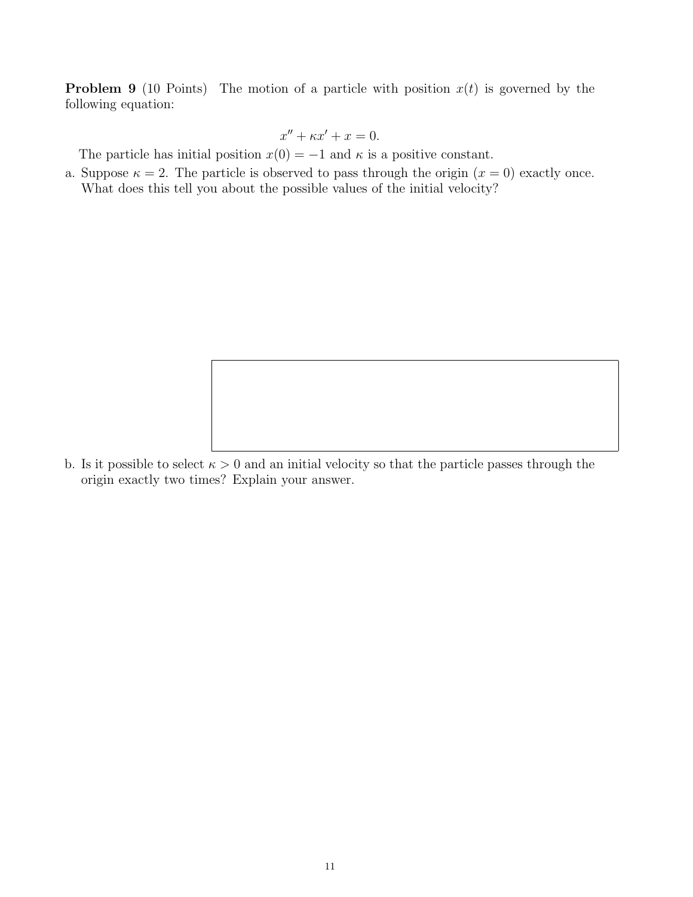**Problem 9** (10 Points) The motion of a particle with position $x(t)$ is governed by the following equation:

$$x'' + \kappa x' + x = 0.$$

The particle has initial position $x(0) = -1$ and $\kappa$ is a positive constant.

a. Suppose $\kappa = 2$. The particle is observed to pass through the origin ($x = 0$) exactly once. What does this tell you about the possible values of the initial velocity?

b. Is it possible to select $\kappa > 0$ and an initial velocity so that the particle passes through the origin exactly two times? Explain your answer.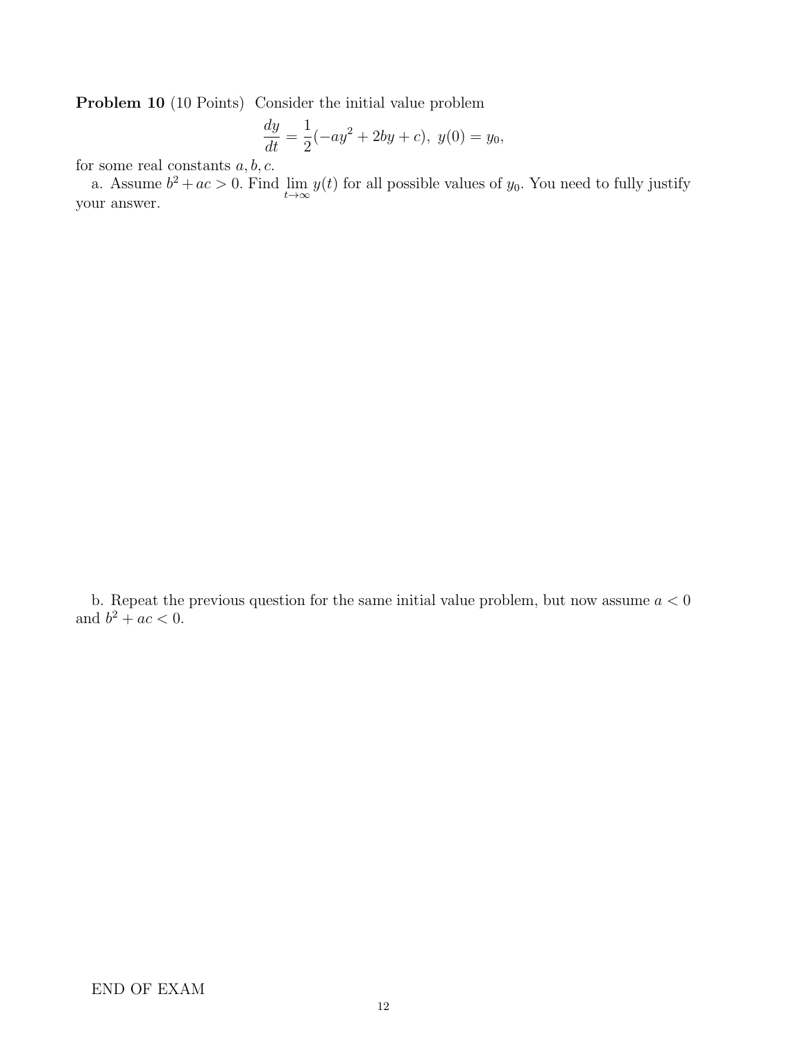**Problem 10** (10 Points) Consider the initial value problem

$$\frac{dy}{dt} = \frac{1}{2}(-ay^2 + 2by + c), \; y(0) = y_0,$$

for some real constants $a, b, c$.

a. Assume $b^2 + ac > 0$. Find $\lim_{t \to \infty} y(t)$ for all possible values of $y_0$. You need to fully justify your answer.

b. Repeat the previous question for the same initial value problem, but now assume $a < 0$ and $b^2 + ac < 0$.

END OF EXAM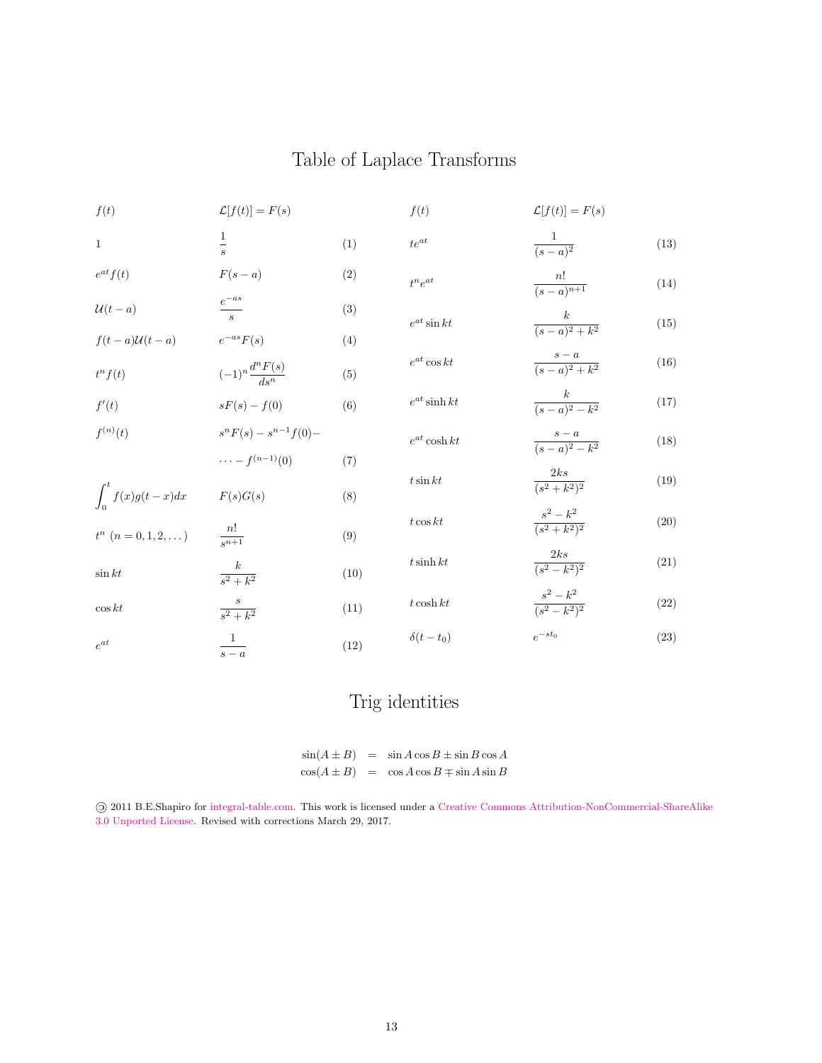# Table of Laplace Transforms

| $f(t)$ | $\mathcal{L}[f(t)] = F(s)$ | | $f(t)$ | $\mathcal{L}[f(t)] = F(s)$ | |
|---|---|---|---|---|---|
| $1$ | $\dfrac{1}{s}$ | (1) | $te^{at}$ | $\dfrac{1}{(s-a)^2}$ | (13) |
| $e^{at}f(t)$ | $F(s-a)$ | (2) | $t^n e^{at}$ | $\dfrac{n!}{(s-a)^{n+1}}$ | (14) |
| $\mathcal{U}(t-a)$ | $\dfrac{e^{-as}}{s}$ | (3) | $e^{at}\sin kt$ | $\dfrac{k}{(s-a)^2+k^2}$ | (15) |
| $f(t-a)\mathcal{U}(t-a)$ | $e^{-as}F(s)$ | (4) | $e^{at}\cos kt$ | $\dfrac{s-a}{(s-a)^2+k^2}$ | (16) |
| $t^n f(t)$ | $(-1)^n \dfrac{d^n F(s)}{ds^n}$ | (5) | $e^{at}\sinh kt$ | $\dfrac{k}{(s-a)^2-k^2}$ | (17) |
| $f'(t)$ | $sF(s) - f(0)$ | (6) | $e^{at}\cosh kt$ | $\dfrac{s-a}{(s-a)^2-k^2}$ | (18) |
| $f^{(n)}(t)$ | $s^n F(s) - s^{n-1}f(0) - \cdots - f^{(n-1)}(0)$ | (7) | $t\sin kt$ | $\dfrac{2ks}{(s^2+k^2)^2}$ | (19) |
| $\displaystyle\int_0^t f(x)g(t-x)dx$ | $F(s)G(s)$ | (8) | $t\cos kt$ | $\dfrac{s^2-k^2}{(s^2+k^2)^2}$ | (20) |
| $t^n \ (n = 0, 1, 2, \dots)$ | $\dfrac{n!}{s^{n+1}}$ | (9) | $t\sinh kt$ | $\dfrac{2ks}{(s^2-k^2)^2}$ | (21) |
| $\sin kt$ | $\dfrac{k}{s^2+k^2}$ | (10) | $t\cosh kt$ | $\dfrac{s^2-k^2}{(s^2-k^2)^2}$ | (22) |
| $\cos kt$ | $\dfrac{s}{s^2+k^2}$ | (11) | $\delta(t-t_0)$ | $e^{-st_0}$ | (23) |
| $e^{at}$ | $\dfrac{1}{s-a}$ | (12) | | | |

# Trig identities

$$\sin(A \pm B) = \sin A \cos B \pm \sin B \cos A$$
$$\cos(A \pm B) = \cos A \cos B \mp \sin A \sin B$$

© 2011 B.E.Shapiro for integral-table.com. This work is licensed under a Creative Commons Attribution-NonCommercial-ShareAlike 3.0 Unported License. Revised with corrections March 29, 2017.